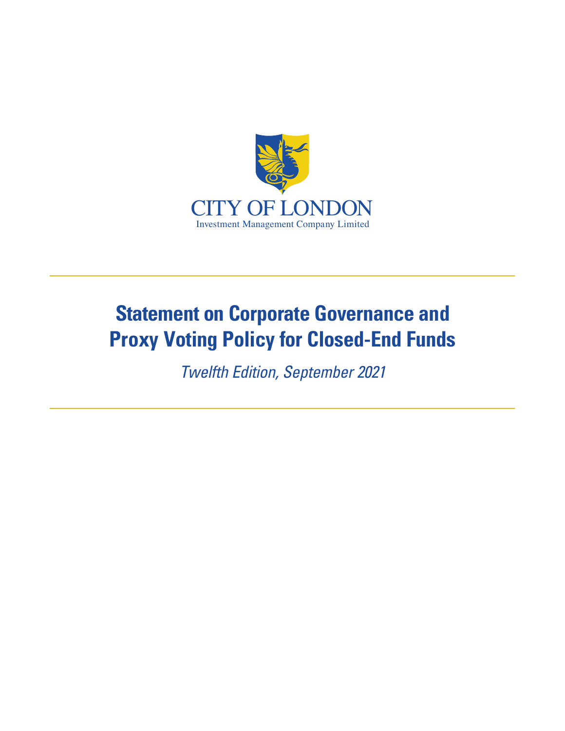CITY OF LONDON
Investment Management Company Limited

# Statement on Corporate Governance and Proxy Voting Policy for Closed-End Funds

*Twelfth Edition, September 2021*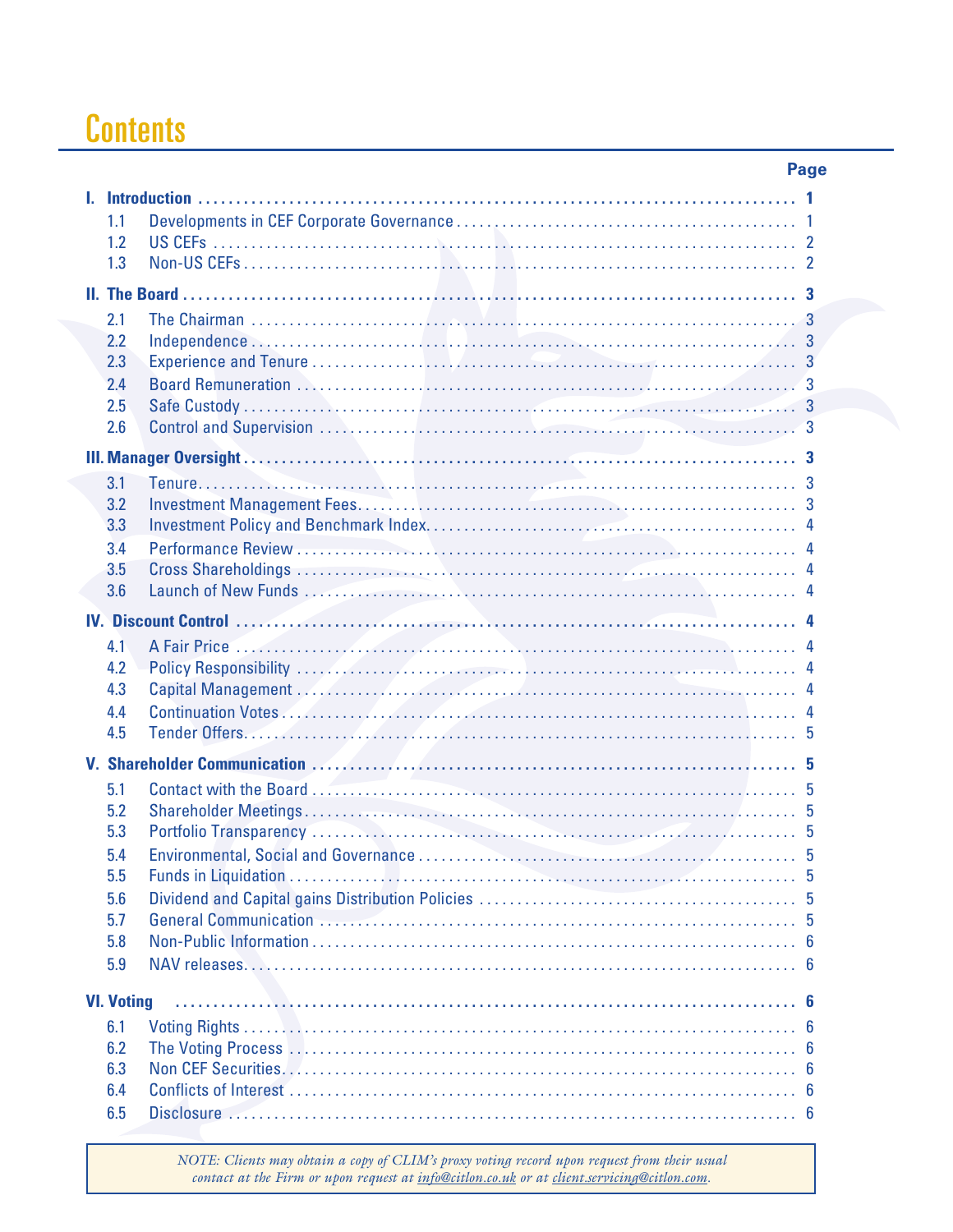# Contents

| | Page |
|---|---|
| **I. Introduction** | **1** |
| 1.1 Developments in CEF Corporate Governance | 1 |
| 1.2 US CEFs | 2 |
| 1.3 Non-US CEFs | 2 |
| **II. The Board** | **3** |
| 2.1 The Chairman | 3 |
| 2.2 Independence | 3 |
| 2.3 Experience and Tenure | 3 |
| 2.4 Board Remuneration | 3 |
| 2.5 Safe Custody | 3 |
| 2.6 Control and Supervision | 3 |
| **III. Manager Oversight** | **3** |
| 3.1 Tenure | 3 |
| 3.2 Investment Management Fees | 3 |
| 3.3 Investment Policy and Benchmark Index | 4 |
| 3.4 Performance Review | 4 |
| 3.5 Cross Shareholdings | 4 |
| 3.6 Launch of New Funds | 4 |
| **IV. Discount Control** | **4** |
| 4.1 A Fair Price | 4 |
| 4.2 Policy Responsibility | 4 |
| 4.3 Capital Management | 4 |
| 4.4 Continuation Votes | 4 |
| 4.5 Tender Offers | 5 |
| **V. Shareholder Communication** | **5** |
| 5.1 Contact with the Board | 5 |
| 5.2 Shareholder Meetings | 5 |
| 5.3 Portfolio Transparency | 5 |
| 5.4 Environmental, Social and Governance | 5 |
| 5.5 Funds in Liquidation | 5 |
| 5.6 Dividend and Capital gains Distribution Policies | 5 |
| 5.7 General Communication | 5 |
| 5.8 Non-Public Information | 6 |
| 5.9 NAV releases | 6 |
| **VI. Voting** | **6** |
| 6.1 Voting Rights | 6 |
| 6.2 The Voting Process | 6 |
| 6.3 Non CEF Securities | 6 |
| 6.4 Conflicts of Interest | 6 |
| 6.5 Disclosure | 6 |

*NOTE: Clients may obtain a copy of CLIM's proxy voting record upon request from their usual contact at the Firm or upon request at info@citlon.co.uk or at client.servicing@citlon.com.*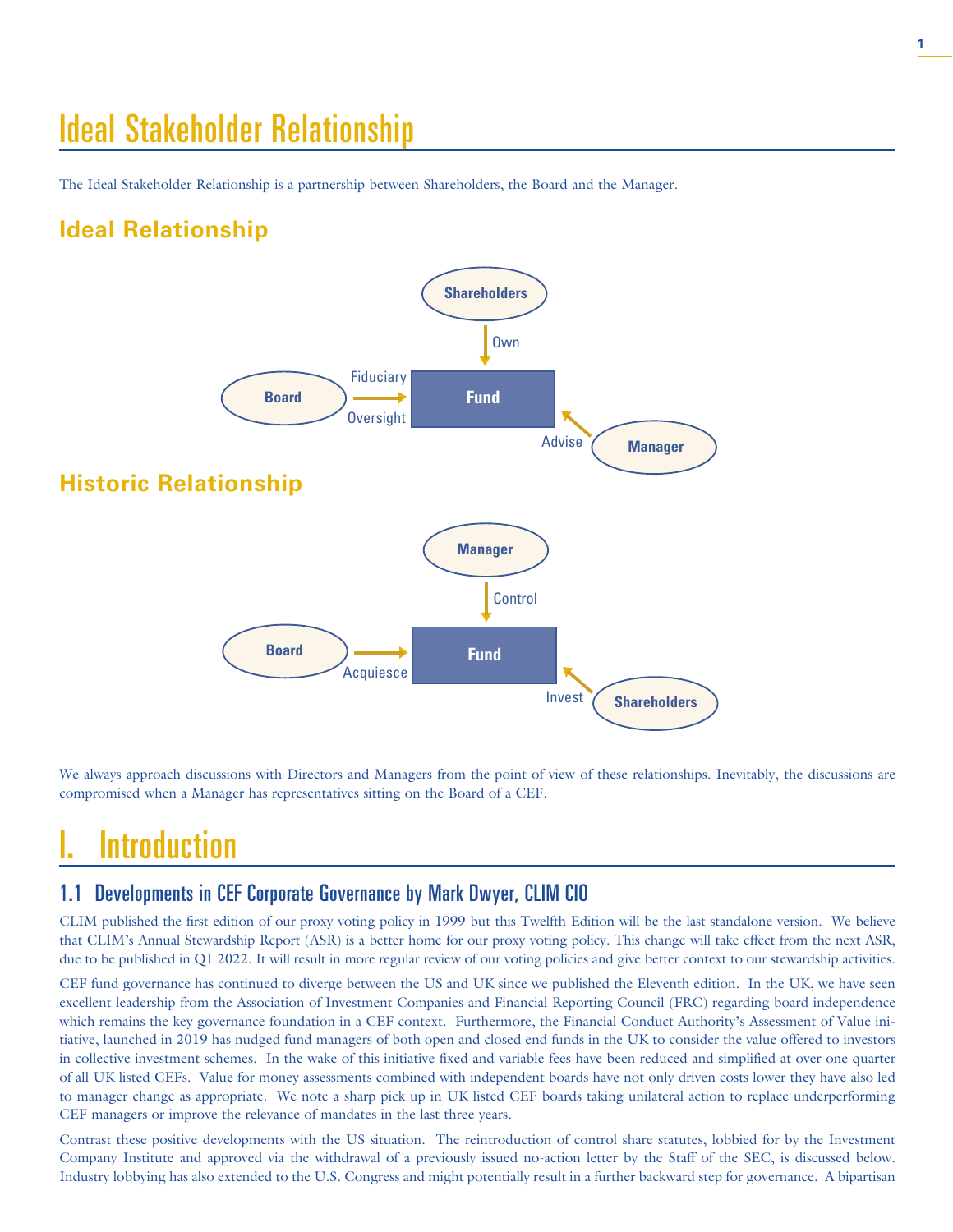# Ideal Stakeholder Relationship

The Ideal Stakeholder Relationship is a partnership between Shareholders, the Board and the Manager.

## Ideal Relationship

Shareholders → Own → Fund

Board → Fiduciary Oversight → Fund

Manager → Advise → Fund

## Historic Relationship

Manager → Control → Fund

Board → Acquiesce → Fund

Shareholders → Invest → Fund

We always approach discussions with Directors and Managers from the point of view of these relationships. Inevitably, the discussions are compromised when a Manager has representatives sitting on the Board of a CEF.

# I. Introduction

## 1.1 Developments in CEF Corporate Governance by Mark Dwyer, CLIM CIO

CLIM published the first edition of our proxy voting policy in 1999 but this Twelfth Edition will be the last standalone version. We believe that CLIM's Annual Stewardship Report (ASR) is a better home for our proxy voting policy. This change will take effect from the next ASR, due to be published in Q1 2022. It will result in more regular review of our voting policies and give better context to our stewardship activities.

CEF fund governance has continued to diverge between the US and UK since we published the Eleventh edition. In the UK, we have seen excellent leadership from the Association of Investment Companies and Financial Reporting Council (FRC) regarding board independence which remains the key governance foundation in a CEF context. Furthermore, the Financial Conduct Authority's Assessment of Value initiative, launched in 2019 has nudged fund managers of both open and closed end funds in the UK to consider the value offered to investors in collective investment schemes. In the wake of this initiative fixed and variable fees have been reduced and simplified at over one quarter of all UK listed CEFs. Value for money assessments combined with independent boards have not only driven costs lower they have also led to manager change as appropriate. We note a sharp pick up in UK listed CEF boards taking unilateral action to replace underperforming CEF managers or improve the relevance of mandates in the last three years.

Contrast these positive developments with the US situation. The reintroduction of control share statutes, lobbied for by the Investment Company Institute and approved via the withdrawal of a previously issued no-action letter by the Staff of the SEC, is discussed below. Industry lobbying has also extended to the U.S. Congress and might potentially result in a further backward step for governance. A bipartisan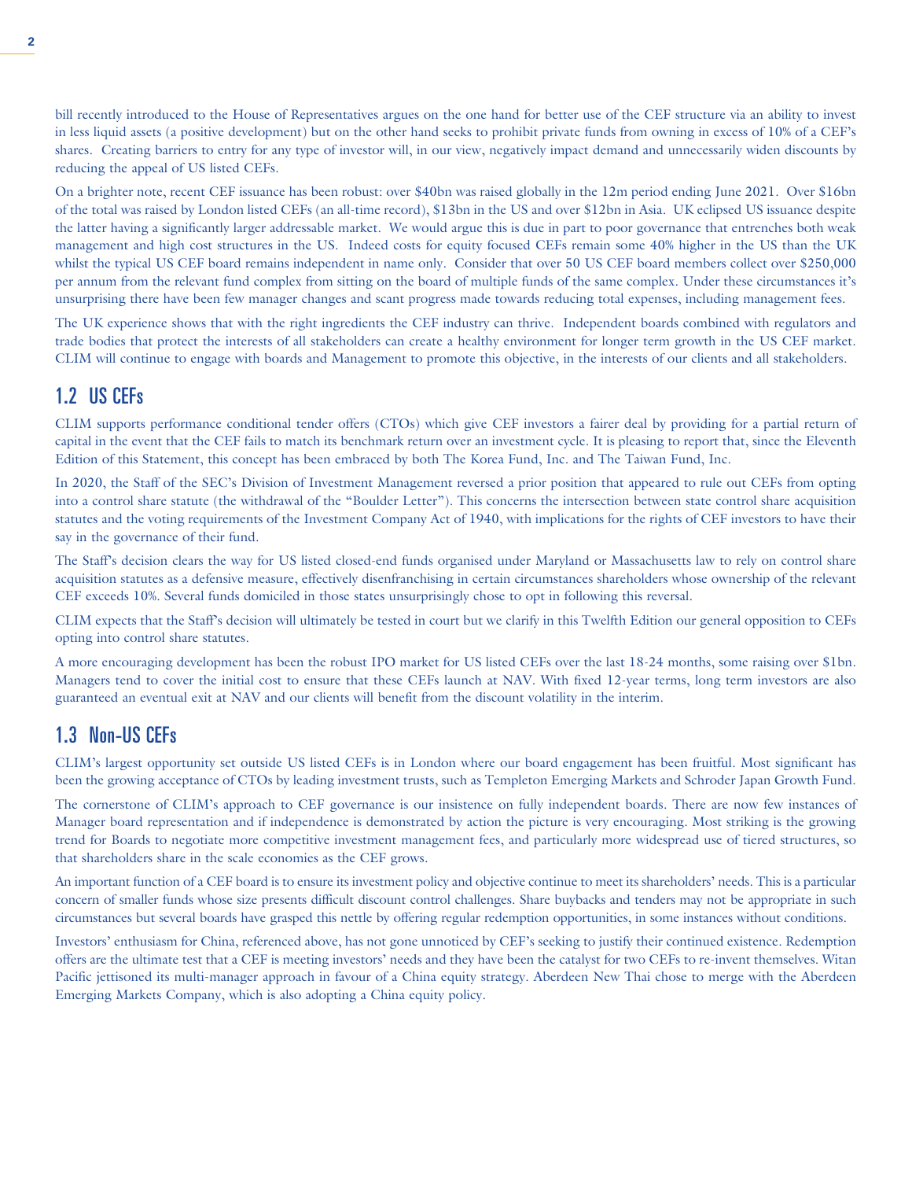bill recently introduced to the House of Representatives argues on the one hand for better use of the CEF structure via an ability to invest in less liquid assets (a positive development) but on the other hand seeks to prohibit private funds from owning in excess of 10% of a CEF's shares. Creating barriers to entry for any type of investor will, in our view, negatively impact demand and unnecessarily widen discounts by reducing the appeal of US listed CEFs.

On a brighter note, recent CEF issuance has been robust: over $40bn was raised globally in the 12m period ending June 2021. Over $16bn of the total was raised by London listed CEFs (an all-time record), $13bn in the US and over $12bn in Asia. UK eclipsed US issuance despite the latter having a significantly larger addressable market. We would argue this is due in part to poor governance that entrenches both weak management and high cost structures in the US. Indeed costs for equity focused CEFs remain some 40% higher in the US than the UK whilst the typical US CEF board remains independent in name only. Consider that over 50 US CEF board members collect over $250,000 per annum from the relevant fund complex from sitting on the board of multiple funds of the same complex. Under these circumstances it's unsurprising there have been few manager changes and scant progress made towards reducing total expenses, including management fees.

The UK experience shows that with the right ingredients the CEF industry can thrive. Independent boards combined with regulators and trade bodies that protect the interests of all stakeholders can create a healthy environment for longer term growth in the US CEF market. CLIM will continue to engage with boards and Management to promote this objective, in the interests of our clients and all stakeholders.

## 1.2 US CEFs

CLIM supports performance conditional tender offers (CTOs) which give CEF investors a fairer deal by providing for a partial return of capital in the event that the CEF fails to match its benchmark return over an investment cycle. It is pleasing to report that, since the Eleventh Edition of this Statement, this concept has been embraced by both The Korea Fund, Inc. and The Taiwan Fund, Inc.

In 2020, the Staff of the SEC's Division of Investment Management reversed a prior position that appeared to rule out CEFs from opting into a control share statute (the withdrawal of the "Boulder Letter"). This concerns the intersection between state control share acquisition statutes and the voting requirements of the Investment Company Act of 1940, with implications for the rights of CEF investors to have their say in the governance of their fund.

The Staff's decision clears the way for US listed closed-end funds organised under Maryland or Massachusetts law to rely on control share acquisition statutes as a defensive measure, effectively disenfranchising in certain circumstances shareholders whose ownership of the relevant CEF exceeds 10%. Several funds domiciled in those states unsurprisingly chose to opt in following this reversal.

CLIM expects that the Staff's decision will ultimately be tested in court but we clarify in this Twelfth Edition our general opposition to CEFs opting into control share statutes.

A more encouraging development has been the robust IPO market for US listed CEFs over the last 18-24 months, some raising over $1bn. Managers tend to cover the initial cost to ensure that these CEFs launch at NAV. With fixed 12-year terms, long term investors are also guaranteed an eventual exit at NAV and our clients will benefit from the discount volatility in the interim.

## 1.3 Non-US CEFs

CLIM's largest opportunity set outside US listed CEFs is in London where our board engagement has been fruitful. Most significant has been the growing acceptance of CTOs by leading investment trusts, such as Templeton Emerging Markets and Schroder Japan Growth Fund.

The cornerstone of CLIM's approach to CEF governance is our insistence on fully independent boards. There are now few instances of Manager board representation and if independence is demonstrated by action the picture is very encouraging. Most striking is the growing trend for Boards to negotiate more competitive investment management fees, and particularly more widespread use of tiered structures, so that shareholders share in the scale economies as the CEF grows.

An important function of a CEF board is to ensure its investment policy and objective continue to meet its shareholders' needs. This is a particular concern of smaller funds whose size presents difficult discount control challenges. Share buybacks and tenders may not be appropriate in such circumstances but several boards have grasped this nettle by offering regular redemption opportunities, in some instances without conditions.

Investors' enthusiasm for China, referenced above, has not gone unnoticed by CEF's seeking to justify their continued existence. Redemption offers are the ultimate test that a CEF is meeting investors' needs and they have been the catalyst for two CEFs to re-invent themselves. Witan Pacific jettisoned its multi-manager approach in favour of a China equity strategy. Aberdeen New Thai chose to merge with the Aberdeen Emerging Markets Company, which is also adopting a China equity policy.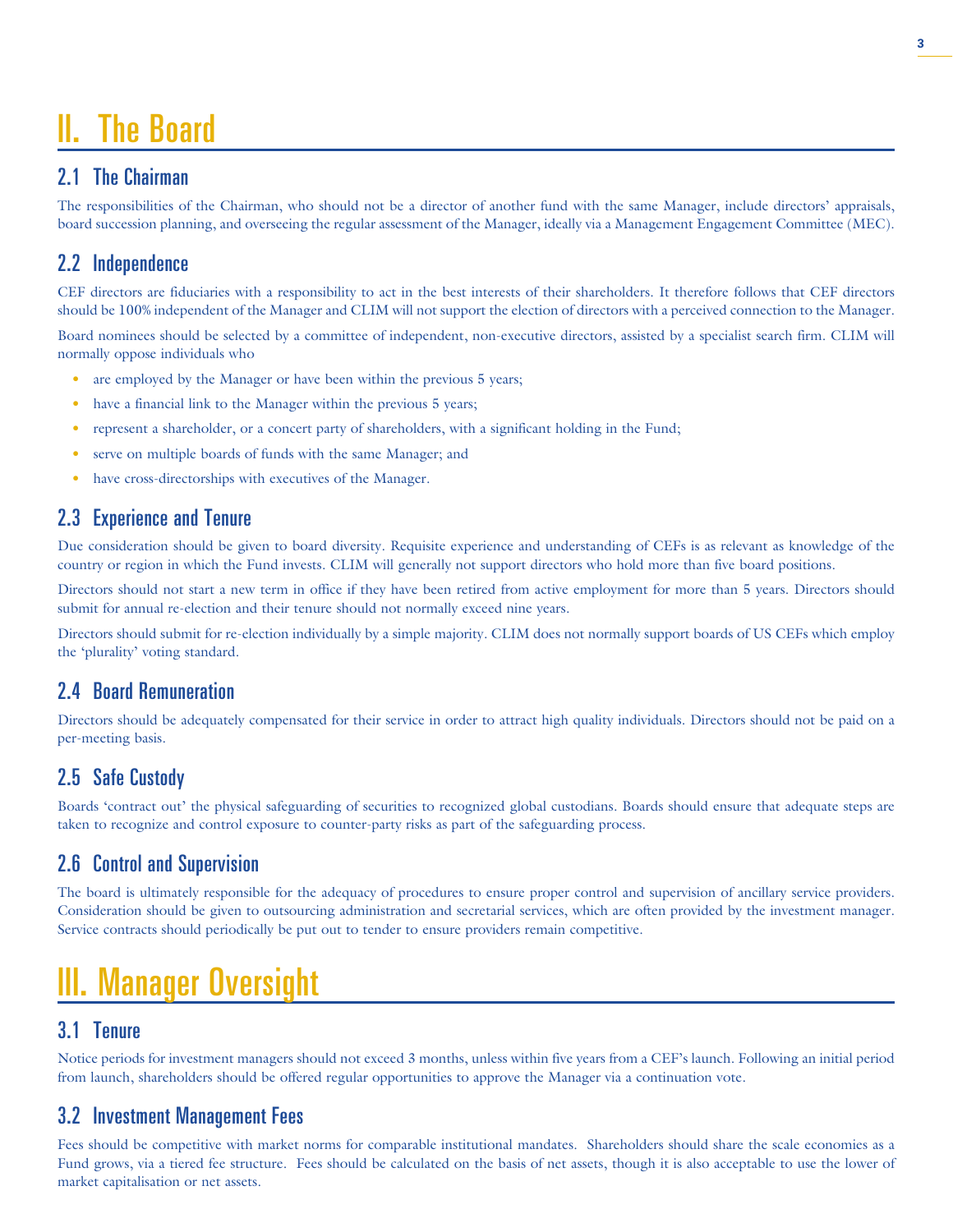# II. The Board

## 2.1 The Chairman

The responsibilities of the Chairman, who should not be a director of another fund with the same Manager, include directors' appraisals, board succession planning, and overseeing the regular assessment of the Manager, ideally via a Management Engagement Committee (MEC).

## 2.2 Independence

CEF directors are fiduciaries with a responsibility to act in the best interests of their shareholders. It therefore follows that CEF directors should be 100% independent of the Manager and CLIM will not support the election of directors with a perceived connection to the Manager.

Board nominees should be selected by a committee of independent, non-executive directors, assisted by a specialist search firm. CLIM will normally oppose individuals who

- are employed by the Manager or have been within the previous 5 years;
- have a financial link to the Manager within the previous 5 years;
- represent a shareholder, or a concert party of shareholders, with a significant holding in the Fund;
- serve on multiple boards of funds with the same Manager; and
- have cross-directorships with executives of the Manager.

## 2.3 Experience and Tenure

Due consideration should be given to board diversity. Requisite experience and understanding of CEFs is as relevant as knowledge of the country or region in which the Fund invests. CLIM will generally not support directors who hold more than five board positions.

Directors should not start a new term in office if they have been retired from active employment for more than 5 years. Directors should submit for annual re-election and their tenure should not normally exceed nine years.

Directors should submit for re-election individually by a simple majority. CLIM does not normally support boards of US CEFs which employ the 'plurality' voting standard.

## 2.4 Board Remuneration

Directors should be adequately compensated for their service in order to attract high quality individuals. Directors should not be paid on a per-meeting basis.

## 2.5 Safe Custody

Boards 'contract out' the physical safeguarding of securities to recognized global custodians. Boards should ensure that adequate steps are taken to recognize and control exposure to counter-party risks as part of the safeguarding process.

## 2.6 Control and Supervision

The board is ultimately responsible for the adequacy of procedures to ensure proper control and supervision of ancillary service providers. Consideration should be given to outsourcing administration and secretarial services, which are often provided by the investment manager. Service contracts should periodically be put out to tender to ensure providers remain competitive.

# III. Manager Oversight

## 3.1 Tenure

Notice periods for investment managers should not exceed 3 months, unless within five years from a CEF's launch. Following an initial period from launch, shareholders should be offered regular opportunities to approve the Manager via a continuation vote.

## 3.2 Investment Management Fees

Fees should be competitive with market norms for comparable institutional mandates. Shareholders should share the scale economies as a Fund grows, via a tiered fee structure. Fees should be calculated on the basis of net assets, though it is also acceptable to use the lower of market capitalisation or net assets.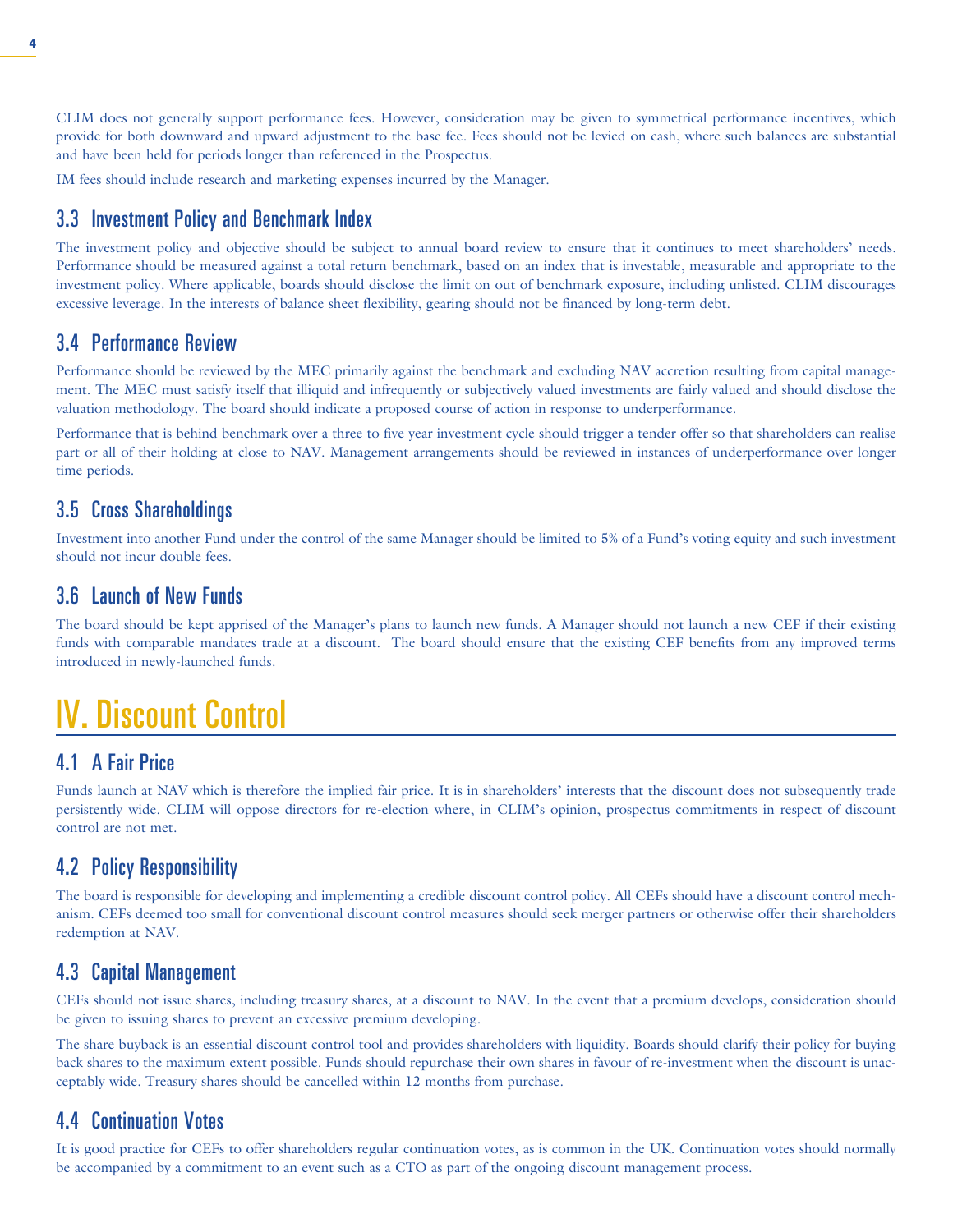CLIM does not generally support performance fees. However, consideration may be given to symmetrical performance incentives, which provide for both downward and upward adjustment to the base fee. Fees should not be levied on cash, where such balances are substantial and have been held for periods longer than referenced in the Prospectus.

IM fees should include research and marketing expenses incurred by the Manager.

### 3.3 Investment Policy and Benchmark Index

The investment policy and objective should be subject to annual board review to ensure that it continues to meet shareholders' needs. Performance should be measured against a total return benchmark, based on an index that is investable, measurable and appropriate to the investment policy. Where applicable, boards should disclose the limit on out of benchmark exposure, including unlisted. CLIM discourages excessive leverage. In the interests of balance sheet flexibility, gearing should not be financed by long-term debt.

### 3.4 Performance Review

Performance should be reviewed by the MEC primarily against the benchmark and excluding NAV accretion resulting from capital management. The MEC must satisfy itself that illiquid and infrequently or subjectively valued investments are fairly valued and should disclose the valuation methodology. The board should indicate a proposed course of action in response to underperformance.

Performance that is behind benchmark over a three to five year investment cycle should trigger a tender offer so that shareholders can realise part or all of their holding at close to NAV. Management arrangements should be reviewed in instances of underperformance over longer time periods.

### 3.5 Cross Shareholdings

Investment into another Fund under the control of the same Manager should be limited to 5% of a Fund's voting equity and such investment should not incur double fees.

### 3.6 Launch of New Funds

The board should be kept apprised of the Manager's plans to launch new funds. A Manager should not launch a new CEF if their existing funds with comparable mandates trade at a discount. The board should ensure that the existing CEF benefits from any improved terms introduced in newly-launched funds.

## IV. Discount Control

### 4.1 A Fair Price

Funds launch at NAV which is therefore the implied fair price. It is in shareholders' interests that the discount does not subsequently trade persistently wide. CLIM will oppose directors for re-election where, in CLIM's opinion, prospectus commitments in respect of discount control are not met.

### 4.2 Policy Responsibility

The board is responsible for developing and implementing a credible discount control policy. All CEFs should have a discount control mechanism. CEFs deemed too small for conventional discount control measures should seek merger partners or otherwise offer their shareholders redemption at NAV.

### 4.3 Capital Management

CEFs should not issue shares, including treasury shares, at a discount to NAV. In the event that a premium develops, consideration should be given to issuing shares to prevent an excessive premium developing.

The share buyback is an essential discount control tool and provides shareholders with liquidity. Boards should clarify their policy for buying back shares to the maximum extent possible. Funds should repurchase their own shares in favour of re-investment when the discount is unacceptably wide. Treasury shares should be cancelled within 12 months from purchase.

### 4.4 Continuation Votes

It is good practice for CEFs to offer shareholders regular continuation votes, as is common in the UK. Continuation votes should normally be accompanied by a commitment to an event such as a CTO as part of the ongoing discount management process.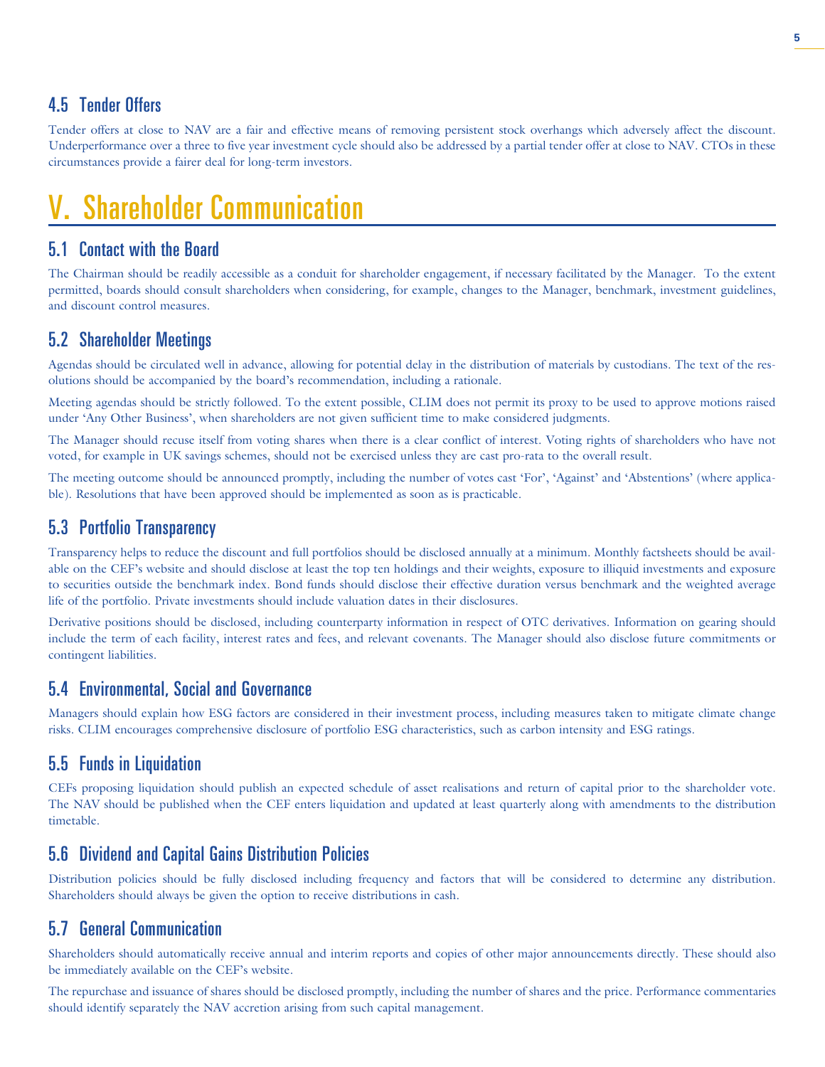### 4.5 Tender Offers

Tender offers at close to NAV are a fair and effective means of removing persistent stock overhangs which adversely affect the discount. Underperformance over a three to five year investment cycle should also be addressed by a partial tender offer at close to NAV. CTOs in these circumstances provide a fairer deal for long-term investors.

## V. Shareholder Communication

### 5.1 Contact with the Board

The Chairman should be readily accessible as a conduit for shareholder engagement, if necessary facilitated by the Manager. To the extent permitted, boards should consult shareholders when considering, for example, changes to the Manager, benchmark, investment guidelines, and discount control measures.

### 5.2 Shareholder Meetings

Agendas should be circulated well in advance, allowing for potential delay in the distribution of materials by custodians. The text of the resolutions should be accompanied by the board's recommendation, including a rationale.

Meeting agendas should be strictly followed. To the extent possible, CLIM does not permit its proxy to be used to approve motions raised under 'Any Other Business', when shareholders are not given sufficient time to make considered judgments.

The Manager should recuse itself from voting shares when there is a clear conflict of interest. Voting rights of shareholders who have not voted, for example in UK savings schemes, should not be exercised unless they are cast pro-rata to the overall result.

The meeting outcome should be announced promptly, including the number of votes cast 'For', 'Against' and 'Abstentions' (where applicable). Resolutions that have been approved should be implemented as soon as is practicable.

### 5.3 Portfolio Transparency

Transparency helps to reduce the discount and full portfolios should be disclosed annually at a minimum. Monthly factsheets should be available on the CEF's website and should disclose at least the top ten holdings and their weights, exposure to illiquid investments and exposure to securities outside the benchmark index. Bond funds should disclose their effective duration versus benchmark and the weighted average life of the portfolio. Private investments should include valuation dates in their disclosures.

Derivative positions should be disclosed, including counterparty information in respect of OTC derivatives. Information on gearing should include the term of each facility, interest rates and fees, and relevant covenants. The Manager should also disclose future commitments or contingent liabilities.

### 5.4 Environmental, Social and Governance

Managers should explain how ESG factors are considered in their investment process, including measures taken to mitigate climate change risks. CLIM encourages comprehensive disclosure of portfolio ESG characteristics, such as carbon intensity and ESG ratings.

### 5.5 Funds in Liquidation

CEFs proposing liquidation should publish an expected schedule of asset realisations and return of capital prior to the shareholder vote. The NAV should be published when the CEF enters liquidation and updated at least quarterly along with amendments to the distribution timetable.

### 5.6 Dividend and Capital Gains Distribution Policies

Distribution policies should be fully disclosed including frequency and factors that will be considered to determine any distribution. Shareholders should always be given the option to receive distributions in cash.

### 5.7 General Communication

Shareholders should automatically receive annual and interim reports and copies of other major announcements directly. These should also be immediately available on the CEF's website.

The repurchase and issuance of shares should be disclosed promptly, including the number of shares and the price. Performance commentaries should identify separately the NAV accretion arising from such capital management.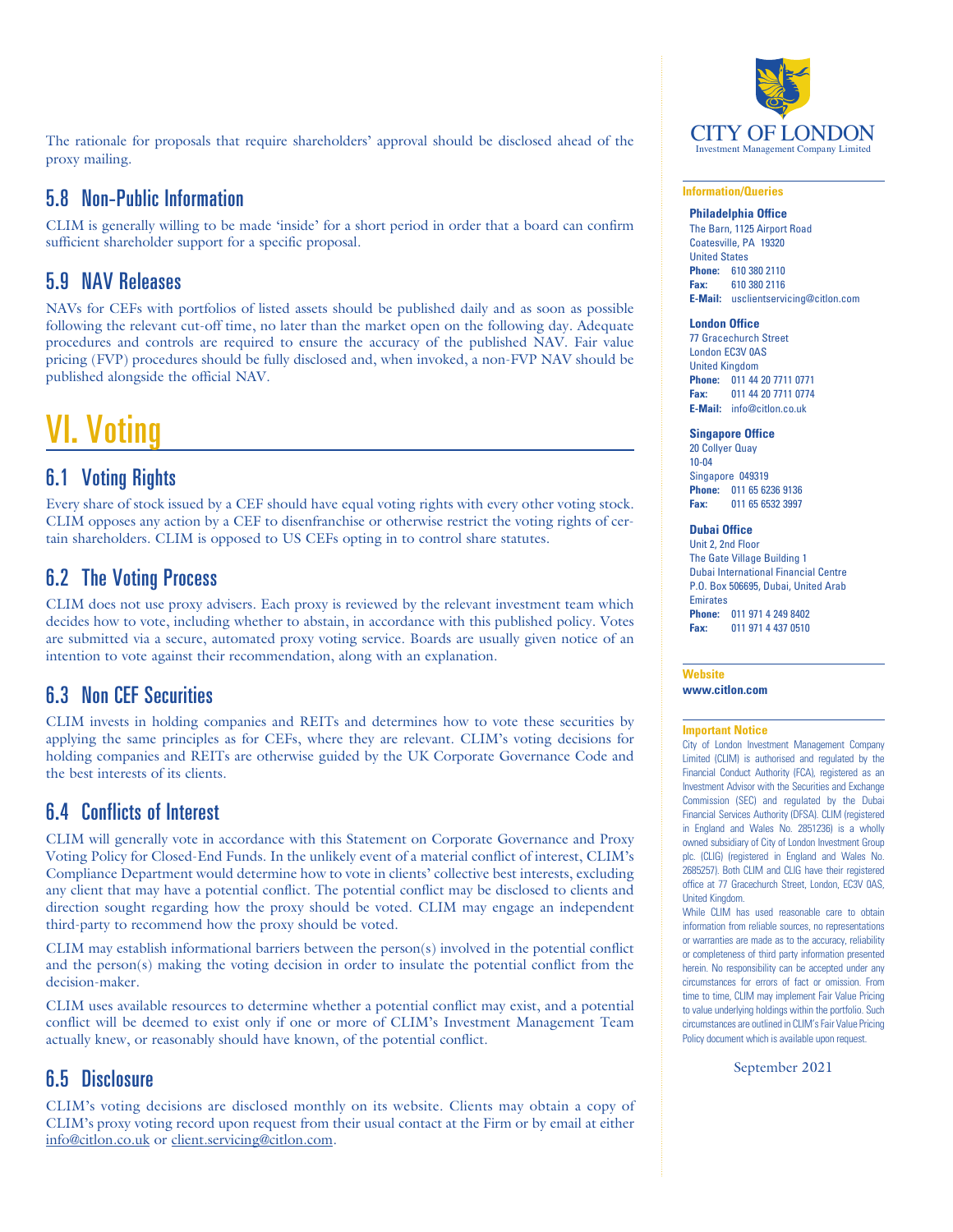The rationale for proposals that require shareholders' approval should be disclosed ahead of the proxy mailing.

## 5.8 Non-Public Information

CLIM is generally willing to be made 'inside' for a short period in order that a board can confirm sufficient shareholder support for a specific proposal.

## 5.9 NAV Releases

NAVs for CEFs with portfolios of listed assets should be published daily and as soon as possible following the relevant cut-off time, no later than the market open on the following day. Adequate procedures and controls are required to ensure the accuracy of the published NAV. Fair value pricing (FVP) procedures should be fully disclosed and, when invoked, a non-FVP NAV should be published alongside the official NAV.

# VI. Voting

## 6.1 Voting Rights

Every share of stock issued by a CEF should have equal voting rights with every other voting stock. CLIM opposes any action by a CEF to disenfranchise or otherwise restrict the voting rights of certain shareholders. CLIM is opposed to US CEFs opting in to control share statutes.

## 6.2 The Voting Process

CLIM does not use proxy advisers. Each proxy is reviewed by the relevant investment team which decides how to vote, including whether to abstain, in accordance with this published policy. Votes are submitted via a secure, automated proxy voting service. Boards are usually given notice of an intention to vote against their recommendation, along with an explanation.

## 6.3 Non CEF Securities

CLIM invests in holding companies and REITs and determines how to vote these securities by applying the same principles as for CEFs, where they are relevant. CLIM's voting decisions for holding companies and REITs are otherwise guided by the UK Corporate Governance Code and the best interests of its clients.

## 6.4 Conflicts of Interest

CLIM will generally vote in accordance with this Statement on Corporate Governance and Proxy Voting Policy for Closed-End Funds. In the unlikely event of a material conflict of interest, CLIM's Compliance Department would determine how to vote in clients' collective best interests, excluding any client that may have a potential conflict. The potential conflict may be disclosed to clients and direction sought regarding how the proxy should be voted. CLIM may engage an independent third-party to recommend how the proxy should be voted.

CLIM may establish informational barriers between the person(s) involved in the potential conflict and the person(s) making the voting decision in order to insulate the potential conflict from the decision-maker.

CLIM uses available resources to determine whether a potential conflict may exist, and a potential conflict will be deemed to exist only if one or more of CLIM's Investment Management Team actually knew, or reasonably should have known, of the potential conflict.

## 6.5 Disclosure

CLIM's voting decisions are disclosed monthly on its website. Clients may obtain a copy of CLIM's proxy voting record upon request from their usual contact at the Firm or by email at either info@citlon.co.uk or client.servicing@citlon.com.

CITY OF LONDON
Investment Management Company Limited

**Information/Queries**

**Philadelphia Office**
The Barn, 1125 Airport Road
Coatesville, PA 19320
United States
**Phone:** 610 380 2110
**Fax:** 610 380 2116
**E-Mail:** usclientservicing@citlon.com

**London Office**
77 Gracechurch Street
London EC3V 0AS
United Kingdom
**Phone:** 011 44 20 7711 0771
**Fax:** 011 44 20 7711 0774
**E-Mail:** info@citlon.co.uk

**Singapore Office**
20 Collyer Quay
10-04
Singapore 049319
**Phone:** 011 65 6236 9136
**Fax:** 011 65 6532 3997

**Dubai Office**
Unit 2, 2nd Floor
The Gate Village Building 1
Dubai International Financial Centre
P.O. Box 506695, Dubai, United Arab Emirates
**Phone:** 011 971 4 249 8402
**Fax:** 011 971 4 437 0510

**Website**
**www.citlon.com**

**Important Notice**

City of London Investment Management Company Limited (CLIM) is authorised and regulated by the Financial Conduct Authority (FCA), registered as an Investment Advisor with the Securities and Exchange Commission (SEC) and regulated by the Dubai Financial Services Authority (DFSA). CLIM (registered in England and Wales No. 2851236) is a wholly owned subsidiary of City of London Investment Group plc. (CLIG) (registered in England and Wales No. 2685257). Both CLIM and CLIG have their registered office at 77 Gracechurch Street, London, EC3V 0AS, United Kingdom.

While CLIM has used reasonable care to obtain information from reliable sources, no representations or warranties are made as to the accuracy, reliability or completeness of third party information presented herein. No responsibility can be accepted under any circumstances for errors of fact or omission. From time to time, CLIM may implement Fair Value Pricing to value underlying holdings within the portfolio. Such circumstances are outlined in CLIM's Fair Value Pricing Policy document which is available upon request.

September 2021